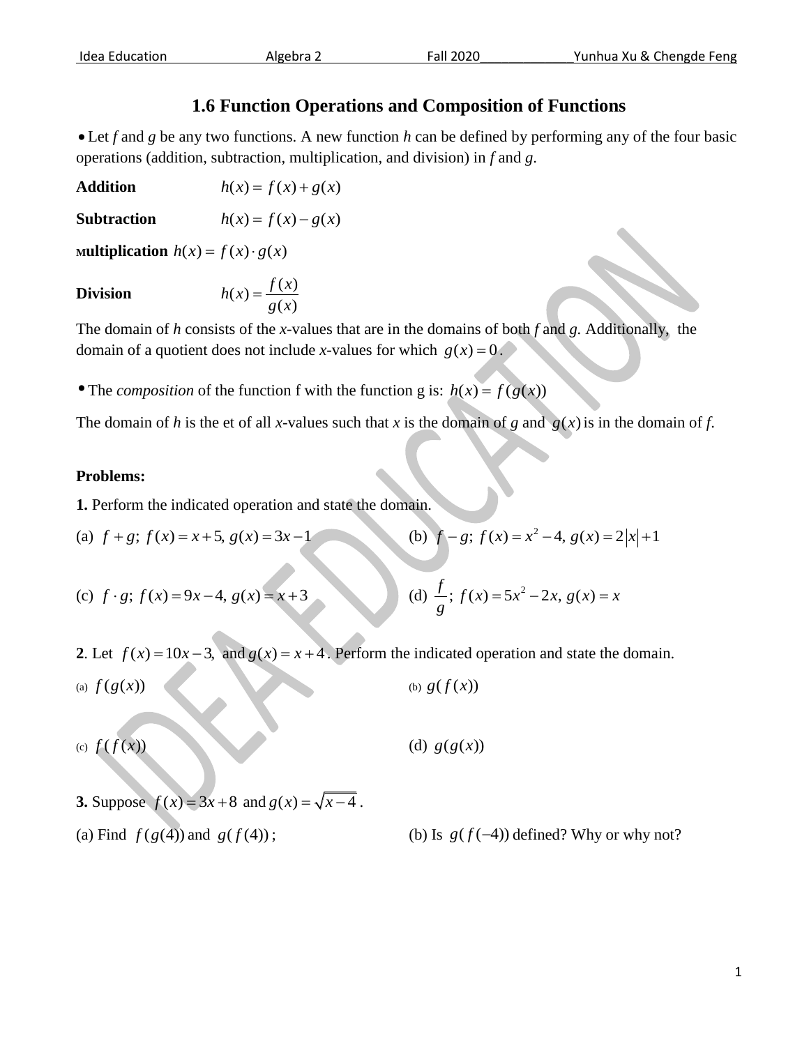# 1.6 Function Operations and Composition of Functions

• Let *f* and *g* be any two functions. A new function *h* can be defined by performing any of the four basic operations (addition, subtraction, multiplication, and division) in *f* and *g*.

**Addition** $h(x) = f(x) + g(x)$

**Subtraction** $h(x) = f(x) - g(x)$

**Multiplication** $h(x) = f(x) \cdot g(x)$

**Division** $h(x) = \dfrac{f(x)}{g(x)}$

The domain of *h* consists of the *x*-values that are in the domains of both *f* and *g*. Additionally, the domain of a quotient does not include *x*-values for which $g(x) = 0$.

• The *composition* of the function f with the function g is: $h(x) = f(g(x))$

The domain of *h* is the et of all *x*-values such that *x* is the domain of *g* and $g(x)$ is in the domain of *f*.

**Problems:**

**1.** Perform the indicated operation and state the domain.

(a) $f + g;\ f(x) = x + 5,\ g(x) = 3x - 1$

(b) $f - g;\ f(x) = x^2 - 4,\ g(x) = 2|x| + 1$

(c) $f \cdot g;\ f(x) = 9x - 4,\ g(x) = x + 3$

(d) $\dfrac{f}{g};\ f(x) = 5x^2 - 2x,\ g(x) = x$

**2**. Let $f(x) = 10x - 3,$ and $g(x) = x + 4$. Perform the indicated operation and state the domain.

(a) $f(g(x))$

(b) $g(f(x))$

(c) $f(f(x))$

(d) $g(g(x))$

**3.** Suppose $f(x) = 3x + 8$ and $g(x) = \sqrt{x - 4}$.

(a) Find $f(g(4))$ and $g(f(4))$;

(b) Is $g(f(-4))$ defined? Why or why not?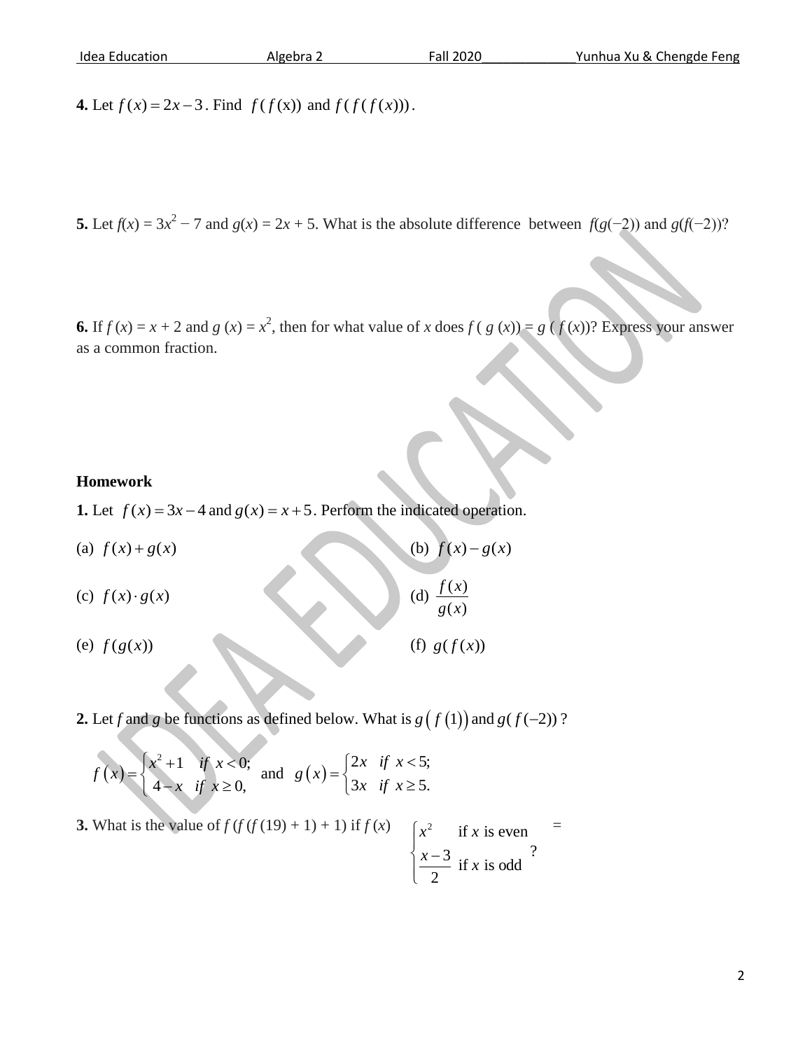**4.** Let $f(x) = 2x - 3$. Find $f(f(\text{x}))$ and $f(f(f(x)))$.

**5.** Let $f(x) = 3x^2 - 7$ and $g(x) = 2x + 5$. What is the absolute difference between $f(g(-2))$ and $g(f(-2))$?

**6.** If $f(x) = x + 2$ and $g(x) = x^2$, then for what value of $x$ does $f(g(x)) = g(f(x))$? Express your answer as a common fraction.

**Homework**

**1.** Let $f(x) = 3x - 4$ and $g(x) = x + 5$. Perform the indicated operation.

(a) $f(x) + g(x)$

(b) $f(x) - g(x)$

(c) $f(x) \cdot g(x)$

(d) $\dfrac{f(x)}{g(x)}$

(e) $f(g(x))$

(f) $g(f(x))$

**2.** Let $f$ and $g$ be functions as defined below. What is $g\left(f(1)\right)$ and $g(f(-2))$?

$$f(x) = \begin{cases} x^2 + 1 & \text{if } x < 0; \\ 4 - x & \text{if } x \geq 0, \end{cases} \quad \text{and} \quad g(x) = \begin{cases} 2x & \text{if } x < 5; \\ 3x & \text{if } x \geq 5. \end{cases}$$

**3.** What is the value of $f(f(f(19) + 1) + 1)$ if $f(x) = \begin{cases} x^2 & \text{if } x \text{ is even} \\ \dfrac{x-3}{2} & \text{if } x \text{ is odd} \end{cases}$?